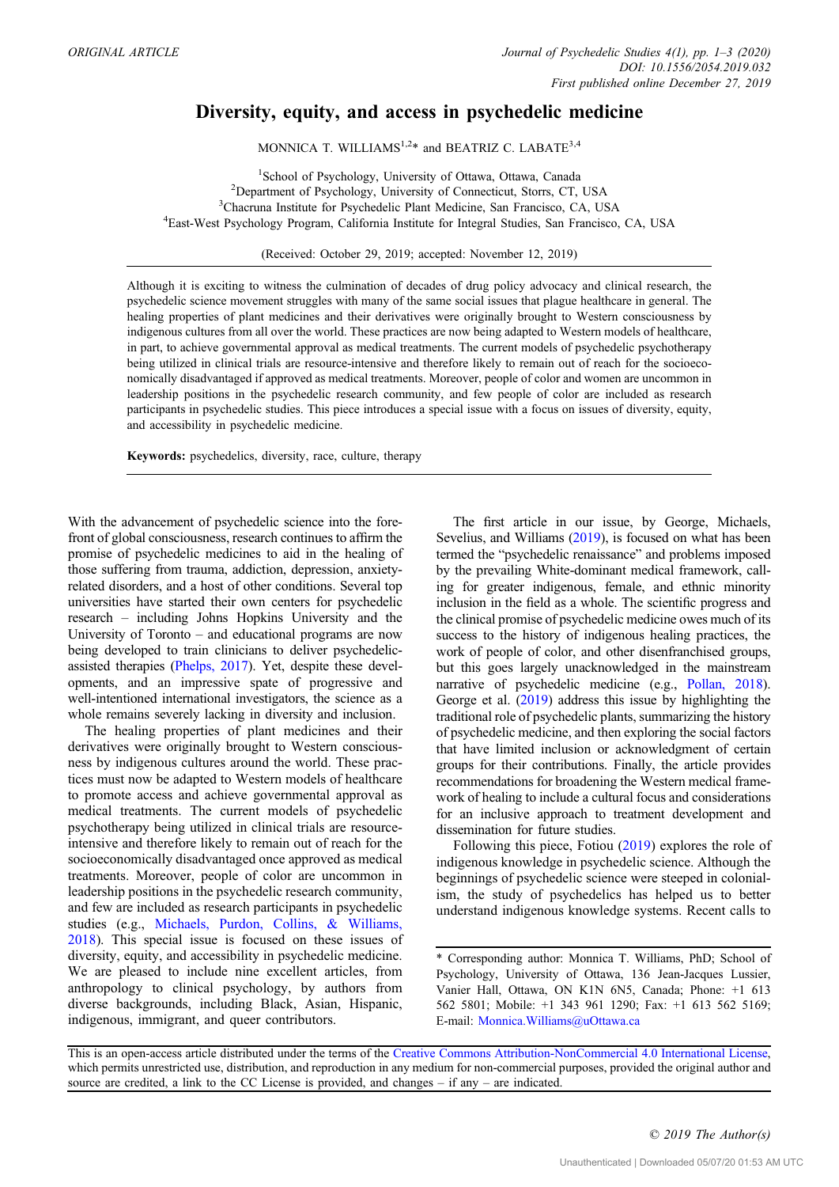ORIGINAL ARTICLE

# Diversity, equity, and access in psychedelic medicine

MONNICA T. WILLIAMS[1,2]* and BEATRIZ C. LABATE[3,4]

[1]School of Psychology, University of Ottawa, Ottawa, Canada
[2]Department of Psychology, University of Connecticut, Storrs, CT, USA
[3]Chacruna Institute for Psychedelic Plant Medicine, San Francisco, CA, USA
[4]East-West Psychology Program, California Institute for Integral Studies, San Francisco, CA, USA

(Received: October 29, 2019; accepted: November 12, 2019)

Although it is exciting to witness the culmination of decades of drug policy advocacy and clinical research, the psychedelic science movement struggles with many of the same social issues that plague healthcare in general. The healing properties of plant medicines and their derivatives were originally brought to Western consciousness by indigenous cultures from all over the world. These practices are now being adapted to Western models of healthcare, in part, to achieve governmental approval as medical treatments. The current models of psychedelic psychotherapy being utilized in clinical trials are resource-intensive and therefore likely to remain out of reach for the socioeconomically disadvantaged if approved as medical treatments. Moreover, people of color and women are uncommon in leadership positions in the psychedelic research community, and few people of color are included as research participants in psychedelic studies. This piece introduces a special issue with a focus on issues of diversity, equity, and accessibility in psychedelic medicine.

**Keywords:** psychedelics, diversity, race, culture, therapy

With the advancement of psychedelic science into the forefront of global consciousness, research continues to affirm the promise of psychedelic medicines to aid in the healing of those suffering from trauma, addiction, depression, anxiety-related disorders, and a host of other conditions. Several top universities have started their own centers for psychedelic research – including Johns Hopkins University and the University of Toronto – and educational programs are now being developed to train clinicians to deliver psychedelic-assisted therapies (Phelps, 2017). Yet, despite these developments, and an impressive spate of progressive and well-intentioned international investigators, the science as a whole remains severely lacking in diversity and inclusion.

The healing properties of plant medicines and their derivatives were originally brought to Western consciousness by indigenous cultures around the world. These practices must now be adapted to Western models of healthcare to promote access and achieve governmental approval as medical treatments. The current models of psychedelic psychotherapy being utilized in clinical trials are resource-intensive and therefore likely to remain out of reach for the socioeconomically disadvantaged once approved as medical treatments. Moreover, people of color are uncommon in leadership positions in the psychedelic research community, and few are included as research participants in psychedelic studies (e.g., Michaels, Purdon, Collins, & Williams, 2018). This special issue is focused on these issues of diversity, equity, and accessibility in psychedelic medicine. We are pleased to include nine excellent articles, from anthropology to clinical psychology, by authors from diverse backgrounds, including Black, Asian, Hispanic, indigenous, immigrant, and queer contributors.

The first article in our issue, by George, Michaels, Sevelius, and Williams (2019), is focused on what has been termed the "psychedelic renaissance" and problems imposed by the prevailing White-dominant medical framework, calling for greater indigenous, female, and ethnic minority inclusion in the field as a whole. The scientific progress and the clinical promise of psychedelic medicine owes much of its success to the history of indigenous healing practices, the work of people of color, and other disenfranchised groups, but this goes largely unacknowledged in the mainstream narrative of psychedelic medicine (e.g., Pollan, 2018). George et al. (2019) address this issue by highlighting the traditional role of psychedelic plants, summarizing the history of psychedelic medicine, and then exploring the social factors that have limited inclusion or acknowledgment of certain groups for their contributions. Finally, the article provides recommendations for broadening the Western medical framework of healing to include a cultural focus and considerations for an inclusive approach to treatment development and dissemination for future studies.

Following this piece, Fotiou (2019) explores the role of indigenous knowledge in psychedelic science. Although the beginnings of psychedelic science were steeped in colonialism, the study of psychedelics has helped us to better understand indigenous knowledge systems. Recent calls to

\* Corresponding author: Monnica T. Williams, PhD; School of Psychology, University of Ottawa, 136 Jean-Jacques Lussier, Vanier Hall, Ottawa, ON K1N 6N5, Canada; Phone: +1 613 562 5801; Mobile: +1 343 961 1290; Fax: +1 613 562 5169; E-mail: Monnica.Williams@uOttawa.ca

This is an open-access article distributed under the terms of the Creative Commons Attribution-NonCommercial 4.0 International License, which permits unrestricted use, distribution, and reproduction in any medium for non-commercial purposes, provided the original author and source are credited, a link to the CC License is provided, and changes – if any – are indicated.

© 2019 The Author(s)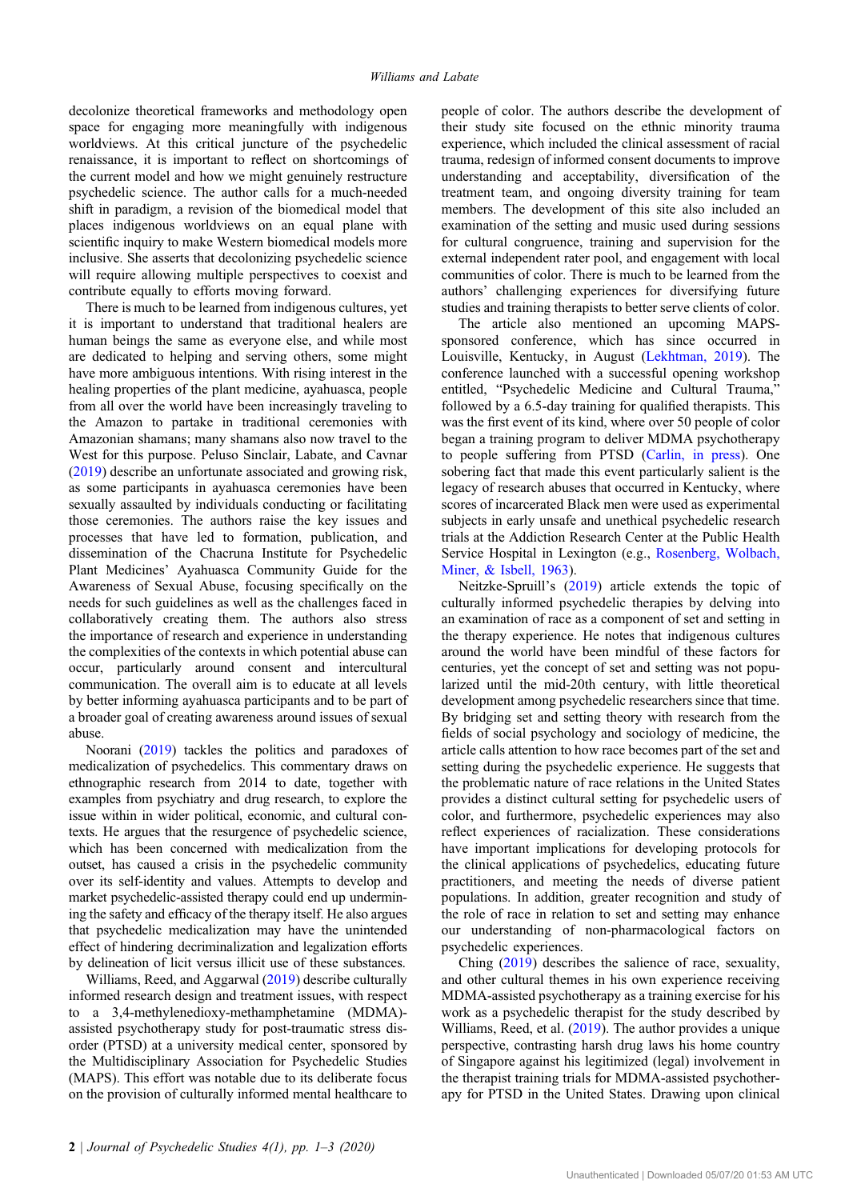decolonize theoretical frameworks and methodology open space for engaging more meaningfully with indigenous worldviews. At this critical juncture of the psychedelic renaissance, it is important to reflect on shortcomings of the current model and how we might genuinely restructure psychedelic science. The author calls for a much-needed shift in paradigm, a revision of the biomedical model that places indigenous worldviews on an equal plane with scientific inquiry to make Western biomedical models more inclusive. She asserts that decolonizing psychedelic science will require allowing multiple perspectives to coexist and contribute equally to efforts moving forward.

There is much to be learned from indigenous cultures, yet it is important to understand that traditional healers are human beings the same as everyone else, and while most are dedicated to helping and serving others, some might have more ambiguous intentions. With rising interest in the healing properties of the plant medicine, ayahuasca, people from all over the world have been increasingly traveling to the Amazon to partake in traditional ceremonies with Amazonian shamans; many shamans also now travel to the West for this purpose. Peluso Sinclair, Labate, and Cavnar (2019) describe an unfortunate associated and growing risk, as some participants in ayahuasca ceremonies have been sexually assaulted by individuals conducting or facilitating those ceremonies. The authors raise the key issues and processes that have led to formation, publication, and dissemination of the Chacruna Institute for Psychedelic Plant Medicines' Ayahuasca Community Guide for the Awareness of Sexual Abuse, focusing specifically on the needs for such guidelines as well as the challenges faced in collaboratively creating them. The authors also stress the importance of research and experience in understanding the complexities of the contexts in which potential abuse can occur, particularly around consent and intercultural communication. The overall aim is to educate at all levels by better informing ayahuasca participants and to be part of a broader goal of creating awareness around issues of sexual abuse.

Noorani (2019) tackles the politics and paradoxes of medicalization of psychedelics. This commentary draws on ethnographic research from 2014 to date, together with examples from psychiatry and drug research, to explore the issue within in wider political, economic, and cultural contexts. He argues that the resurgence of psychedelic science, which has been concerned with medicalization from the outset, has caused a crisis in the psychedelic community over its self-identity and values. Attempts to develop and market psychedelic-assisted therapy could end up undermining the safety and efficacy of the therapy itself. He also argues that psychedelic medicalization may have the unintended effect of hindering decriminalization and legalization efforts by delineation of licit versus illicit use of these substances.

Williams, Reed, and Aggarwal (2019) describe culturally informed research design and treatment issues, with respect to a 3,4-methylenedioxy-methamphetamine (MDMA)-assisted psychotherapy study for post-traumatic stress disorder (PTSD) at a university medical center, sponsored by the Multidisciplinary Association for Psychedelic Studies (MAPS). This effort was notable due to its deliberate focus on the provision of culturally informed mental healthcare to people of color. The authors describe the development of their study site focused on the ethnic minority trauma experience, which included the clinical assessment of racial trauma, redesign of informed consent documents to improve understanding and acceptability, diversification of the treatment team, and ongoing diversity training for team members. The development of this site also included an examination of the setting and music used during sessions for cultural congruence, training and supervision for the external independent rater pool, and engagement with local communities of color. There is much to be learned from the authors' challenging experiences for diversifying future studies and training therapists to better serve clients of color.

The article also mentioned an upcoming MAPS-sponsored conference, which has since occurred in Louisville, Kentucky, in August (Lekhtman, 2019). The conference launched with a successful opening workshop entitled, "Psychedelic Medicine and Cultural Trauma," followed by a 6.5-day training for qualified therapists. This was the first event of its kind, where over 50 people of color began a training program to deliver MDMA psychotherapy to people suffering from PTSD (Carlin, in press). One sobering fact that made this event particularly salient is the legacy of research abuses that occurred in Kentucky, where scores of incarcerated Black men were used as experimental subjects in early unsafe and unethical psychedelic research trials at the Addiction Research Center at the Public Health Service Hospital in Lexington (e.g., Rosenberg, Wolbach, Miner, & Isbell, 1963).

Neitzke-Spruill's (2019) article extends the topic of culturally informed psychedelic therapies by delving into an examination of race as a component of set and setting in the therapy experience. He notes that indigenous cultures around the world have been mindful of these factors for centuries, yet the concept of set and setting was not popularized until the mid-20th century, with little theoretical development among psychedelic researchers since that time. By bridging set and setting theory with research from the fields of social psychology and sociology of medicine, the article calls attention to how race becomes part of the set and setting during the psychedelic experience. He suggests that the problematic nature of race relations in the United States provides a distinct cultural setting for psychedelic users of color, and furthermore, psychedelic experiences may also reflect experiences of racialization. These considerations have important implications for developing protocols for the clinical applications of psychedelics, educating future practitioners, and meeting the needs of diverse patient populations. In addition, greater recognition and study of the role of race in relation to set and setting may enhance our understanding of non-pharmacological factors on psychedelic experiences.

Ching (2019) describes the salience of race, sexuality, and other cultural themes in his own experience receiving MDMA-assisted psychotherapy as a training exercise for his work as a psychedelic therapist for the study described by Williams, Reed, et al. (2019). The author provides a unique perspective, contrasting harsh drug laws his home country of Singapore against his legitimized (legal) involvement in the therapist training trials for MDMA-assisted psychotherapy for PTSD in the United States. Drawing upon clinical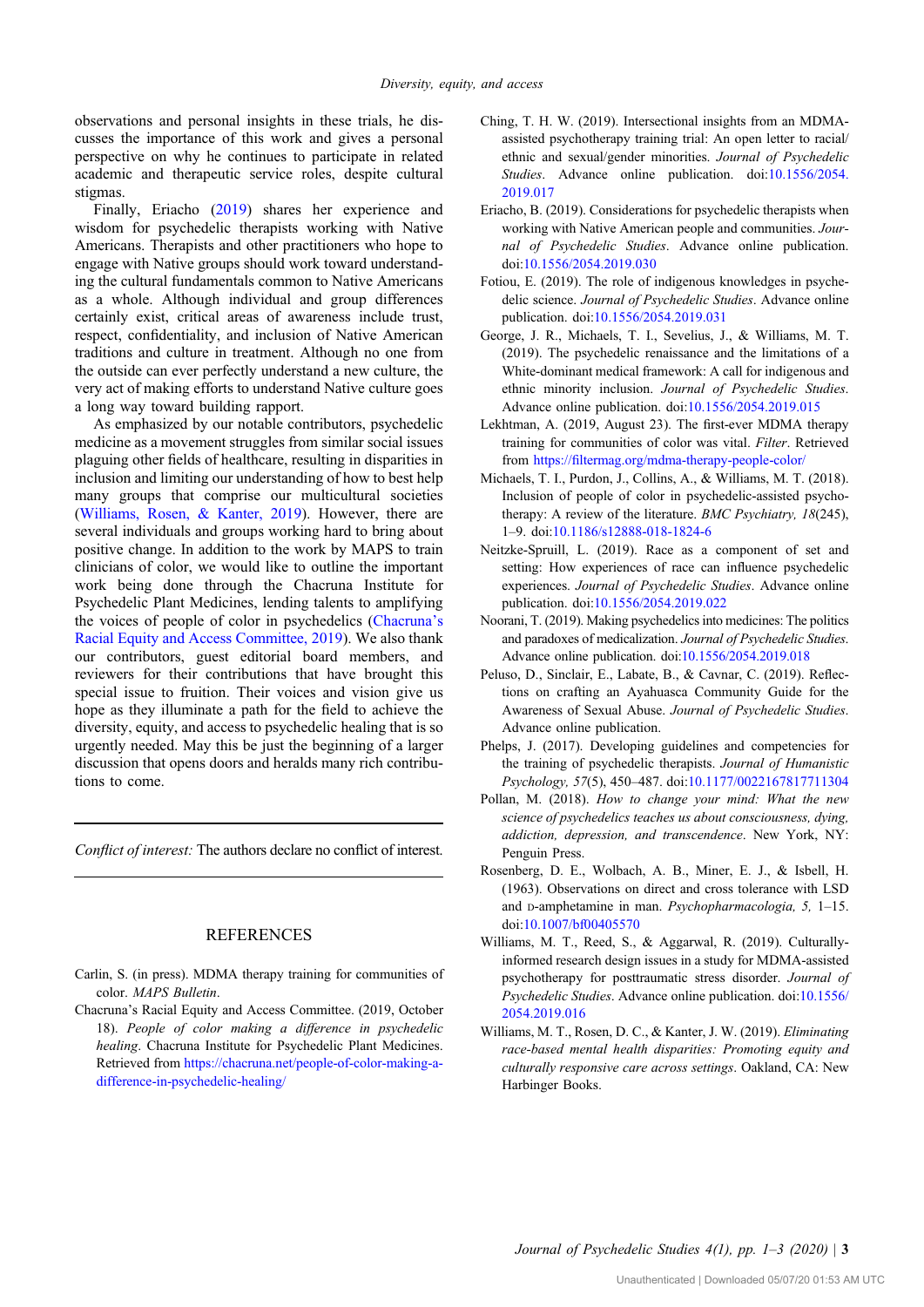observations and personal insights in these trials, he discusses the importance of this work and gives a personal perspective on why he continues to participate in related academic and therapeutic service roles, despite cultural stigmas.

Finally, Eriacho (2019) shares her experience and wisdom for psychedelic therapists working with Native Americans. Therapists and other practitioners who hope to engage with Native groups should work toward understanding the cultural fundamentals common to Native Americans as a whole. Although individual and group differences certainly exist, critical areas of awareness include trust, respect, confidentiality, and inclusion of Native American traditions and culture in treatment. Although no one from the outside can ever perfectly understand a new culture, the very act of making efforts to understand Native culture goes a long way toward building rapport.

As emphasized by our notable contributors, psychedelic medicine as a movement struggles from similar social issues plaguing other fields of healthcare, resulting in disparities in inclusion and limiting our understanding of how to best help many groups that comprise our multicultural societies (Williams, Rosen, & Kanter, 2019). However, there are several individuals and groups working hard to bring about positive change. In addition to the work by MAPS to train clinicians of color, we would like to outline the important work being done through the Chacruna Institute for Psychedelic Plant Medicines, lending talents to amplifying the voices of people of color in psychedelics (Chacruna's Racial Equity and Access Committee, 2019). We also thank our contributors, guest editorial board members, and reviewers for their contributions that have brought this special issue to fruition. Their voices and vision give us hope as they illuminate a path for the field to achieve the diversity, equity, and access to psychedelic healing that is so urgently needed. May this be just the beginning of a larger discussion that opens doors and heralds many rich contributions to come.

---

*Conflict of interest:* The authors declare no conflict of interest.

---

## REFERENCES

Carlin, S. (in press). MDMA therapy training for communities of color. *MAPS Bulletin*.

Chacruna's Racial Equity and Access Committee. (2019, October 18). *People of color making a difference in psychedelic healing*. Chacruna Institute for Psychedelic Plant Medicines. Retrieved from https://chacruna.net/people-of-color-making-a-difference-in-psychedelic-healing/

Ching, T. H. W. (2019). Intersectional insights from an MDMA-assisted psychotherapy training trial: An open letter to racial/ethnic and sexual/gender minorities. *Journal of Psychedelic Studies*. Advance online publication. doi:10.1556/2054.2019.017

Eriacho, B. (2019). Considerations for psychedelic therapists when working with Native American people and communities. *Journal of Psychedelic Studies*. Advance online publication. doi:10.1556/2054.2019.030

Fotiou, E. (2019). The role of indigenous knowledges in psychedelic science. *Journal of Psychedelic Studies*. Advance online publication. doi:10.1556/2054.2019.031

George, J. R., Michaels, T. I., Sevelius, J., & Williams, M. T. (2019). The psychedelic renaissance and the limitations of a White-dominant medical framework: A call for indigenous and ethnic minority inclusion. *Journal of Psychedelic Studies*. Advance online publication. doi:10.1556/2054.2019.015

Lekhtman, A. (2019, August 23). The first-ever MDMA therapy training for communities of color was vital. *Filter*. Retrieved from https://filtermag.org/mdma-therapy-people-color/

Michaels, T. I., Purdon, J., Collins, A., & Williams, M. T. (2018). Inclusion of people of color in psychedelic-assisted psychotherapy: A review of the literature. *BMC Psychiatry, 18*(245), 1–9. doi:10.1186/s12888-018-1824-6

Neitzke-Spruill, L. (2019). Race as a component of set and setting: How experiences of race can influence psychedelic experiences. *Journal of Psychedelic Studies*. Advance online publication. doi:10.1556/2054.2019.022

Noorani, T. (2019). Making psychedelics into medicines: The politics and paradoxes of medicalization. *Journal of Psychedelic Studies*. Advance online publication. doi:10.1556/2054.2019.018

Peluso, D., Sinclair, E., Labate, B., & Cavnar, C. (2019). Reflections on crafting an Ayahuasca Community Guide for the Awareness of Sexual Abuse. *Journal of Psychedelic Studies*. Advance online publication.

Phelps, J. (2017). Developing guidelines and competencies for the training of psychedelic therapists. *Journal of Humanistic Psychology, 57*(5), 450–487. doi:10.1177/0022167817711304

Pollan, M. (2018). *How to change your mind: What the new science of psychedelics teaches us about consciousness, dying, addiction, depression, and transcendence*. New York, NY: Penguin Press.

Rosenberg, D. E., Wolbach, A. B., Miner, E. J., & Isbell, H. (1963). Observations on direct and cross tolerance with LSD and D-amphetamine in man. *Psychopharmacologia, 5*, 1–15. doi:10.1007/bf00405570

Williams, M. T., Reed, S., & Aggarwal, R. (2019). Culturally-informed research design issues in a study for MDMA-assisted psychotherapy for posttraumatic stress disorder. *Journal of Psychedelic Studies*. Advance online publication. doi:10.1556/2054.2019.016

Williams, M. T., Rosen, D. C., & Kanter, J. W. (2019). *Eliminating race-based mental health disparities: Promoting equity and culturally responsive care across settings*. Oakland, CA: New Harbinger Books.